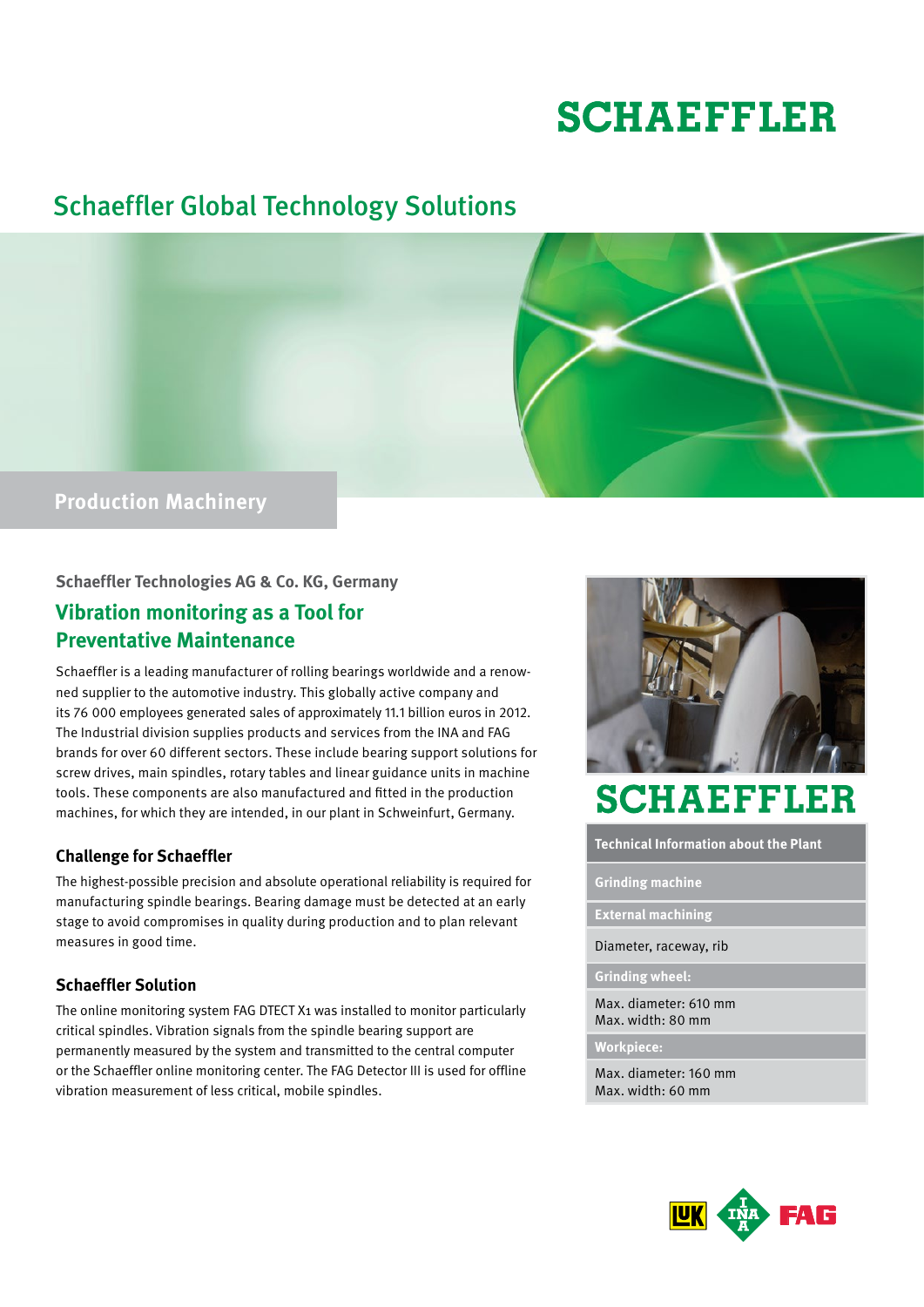# SCHAEFFLER

## Schaeffler Global Technology Solutions

**Production Machinery**

**Schaeffler Technologies AG & Co. KG, Germany**

## Vibration monitoring as a Tool for Preventative Maintenance

Schaeffler is a leading manufacturer of rolling bearings worldwide and a renowned supplier to the automotive industry. This globally active company and its 76 000 employees generated sales of approximately 11.1 billion euros in 2012. The Industrial division supplies products and services from the INA and FAG brands for over 60 different sectors. These include bearing support solutions for screw drives, main spindles, rotary tables and linear guidance units in machine tools. These components are also manufactured and fitted in the production machines, for which they are intended, in our plant in Schweinfurt, Germany.

### Challenge for Schaeffler

The highest-possible precision and absolute operational reliability is required for manufacturing spindle bearings. Bearing damage must be detected at an early stage to avoid compromises in quality during production and to plan relevant measures in good time.

### Schaeffler Solution

The online monitoring system FAG DTECT X1 was installed to monitor particularly critical spindles. Vibration signals from the spindle bearing support are permanently measured by the system and transmitted to the central computer or the Schaeffler online monitoring center. The FAG Detector III is used for offline vibration measurement of less critical, mobile spindles.

SCHAEFFLER

| Technical Information about the Plant |
|---|
| **Grinding machine** |
| **External machining** |
| Diameter, raceway, rib |
| **Grinding wheel:** |
| Max. diameter: 610 mm<br>Max. width: 80 mm |
| **Workpiece:** |
| Max. diameter: 160 mm<br>Max. width: 60 mm |

LUK INA FAG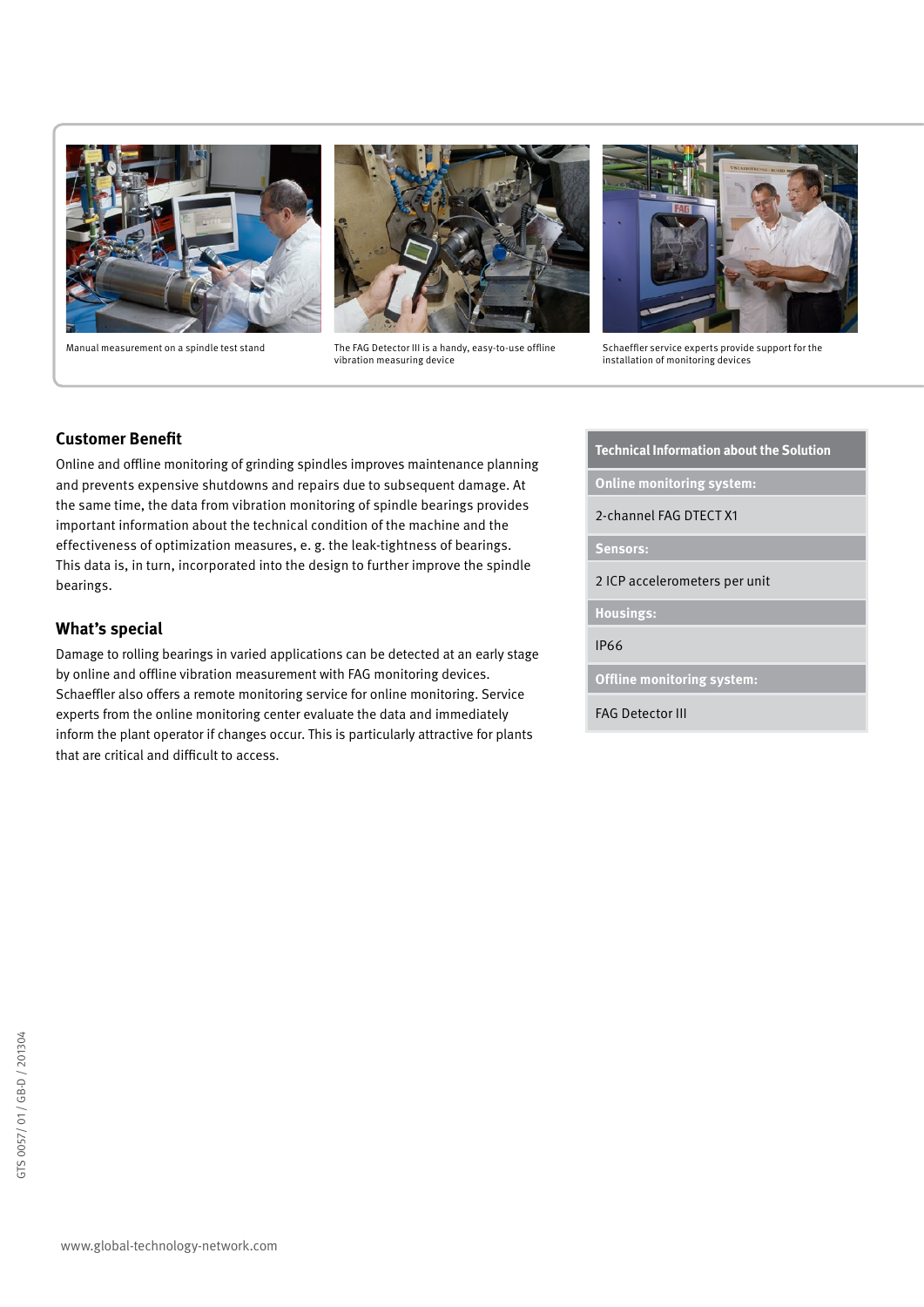Manual measurement on a spindle test stand

The FAG Detector III is a handy, easy-to-use offline vibration measuring device

Schaeffler service experts provide support for the installation of monitoring devices

## Customer Benefit

Online and offline monitoring of grinding spindles improves maintenance planning and prevents expensive shutdowns and repairs due to subsequent damage. At the same time, the data from vibration monitoring of spindle bearings provides important information about the technical condition of the machine and the effectiveness of optimization measures, e. g. the leak-tightness of bearings. This data is, in turn, incorporated into the design to further improve the spindle bearings.

## What's special

Damage to rolling bearings in varied applications can be detected at an early stage by online and offline vibration measurement with FAG monitoring devices. Schaeffler also offers a remote monitoring service for online monitoring. Service experts from the online monitoring center evaluate the data and immediately inform the plant operator if changes occur. This is particularly attractive for plants that are critical and difficult to access.

| Technical Information about the Solution |
|---|
| **Online monitoring system:** |
| 2-channel FAG DTECT X1 |
| **Sensors:** |
| 2 ICP accelerometers per unit |
| **Housings:** |
| IP66 |
| **Offline monitoring system:** |
| FAG Detector III |

GTS 0057/ 01 / GB-D / 201304

www.global-technology-network.com